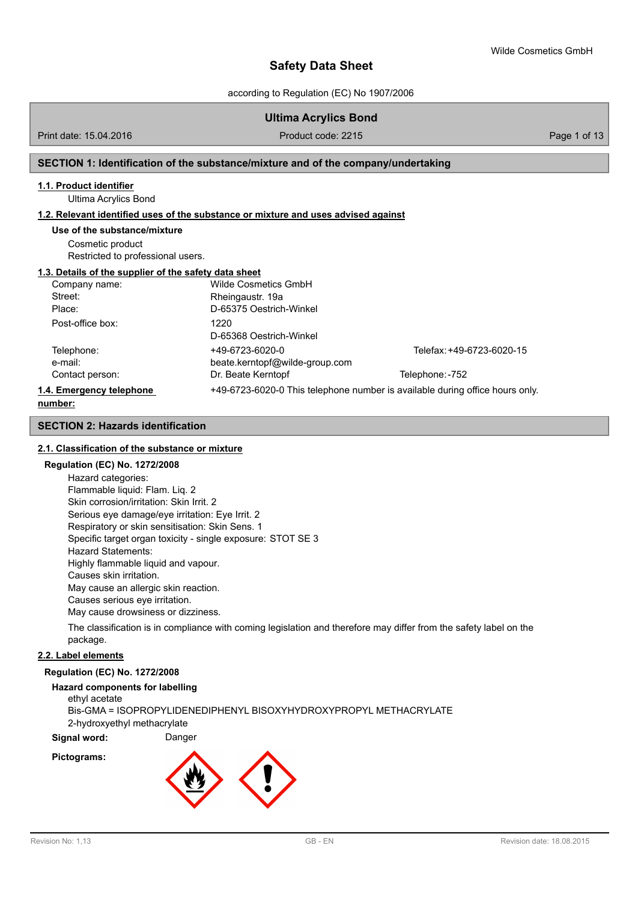# Safety Data Sheet

according to Regulation (EC) No 1907/2006

**Ultima Acrylics Bond**

Print date: 15.04.2016 | Product code: 2215

## SECTION 1: Identification of the substance/mixture and of the company/undertaking

### 1.1. Product identifier

Ultima Acrylics Bond

### 1.2. Relevant identified uses of the substance or mixture and uses advised against

**Use of the substance/mixture**

Cosmetic product
Restricted to professional users.

### 1.3. Details of the supplier of the safety data sheet

| | | |
|---|---|---|
| Company name: | Wilde Cosmetics GmbH | |
| Street: | Rheingaustr. 19a | |
| Place: | D-65375 Oestrich-Winkel | |
| Post-office box: | 1220<br>D-65368 Oestrich-Winkel | |
| Telephone: | +49-6723-6020-0 | Telefax: +49-6723-6020-15 |
| e-mail: | beate.kerntopf@wilde-group.com | |
| Contact person: | Dr. Beate Kerntopf | Telephone: -752 |

### 1.4. Emergency telephone number:

+49-6723-6020-0 This telephone number is available during office hours only.

## SECTION 2: Hazards identification

### 2.1. Classification of the substance or mixture

**Regulation (EC) No. 1272/2008**

Hazard categories:
Flammable liquid: Flam. Liq. 2
Skin corrosion/irritation: Skin Irrit. 2
Serious eye damage/eye irritation: Eye Irrit. 2
Respiratory or skin sensitisation: Skin Sens. 1
Specific target organ toxicity - single exposure: STOT SE 3
Hazard Statements:
Highly flammable liquid and vapour.
Causes skin irritation.
May cause an allergic skin reaction.
Causes serious eye irritation.
May cause drowsiness or dizziness.

The classification is in compliance with coming legislation and therefore may differ from the safety label on the package.

### 2.2. Label elements

**Regulation (EC) No. 1272/2008**

**Hazard components for labelling**

ethyl acetate
Bis-GMA = ISOPROPYLIDENEDIPHENYL BISOXYHYDROXYPROPYL METHACRYLATE
2-hydroxyethyl methacrylate

**Signal word:** Danger

**Pictograms:**

Revision No: 1,13 | GB - EN | Revision date: 18.08.2015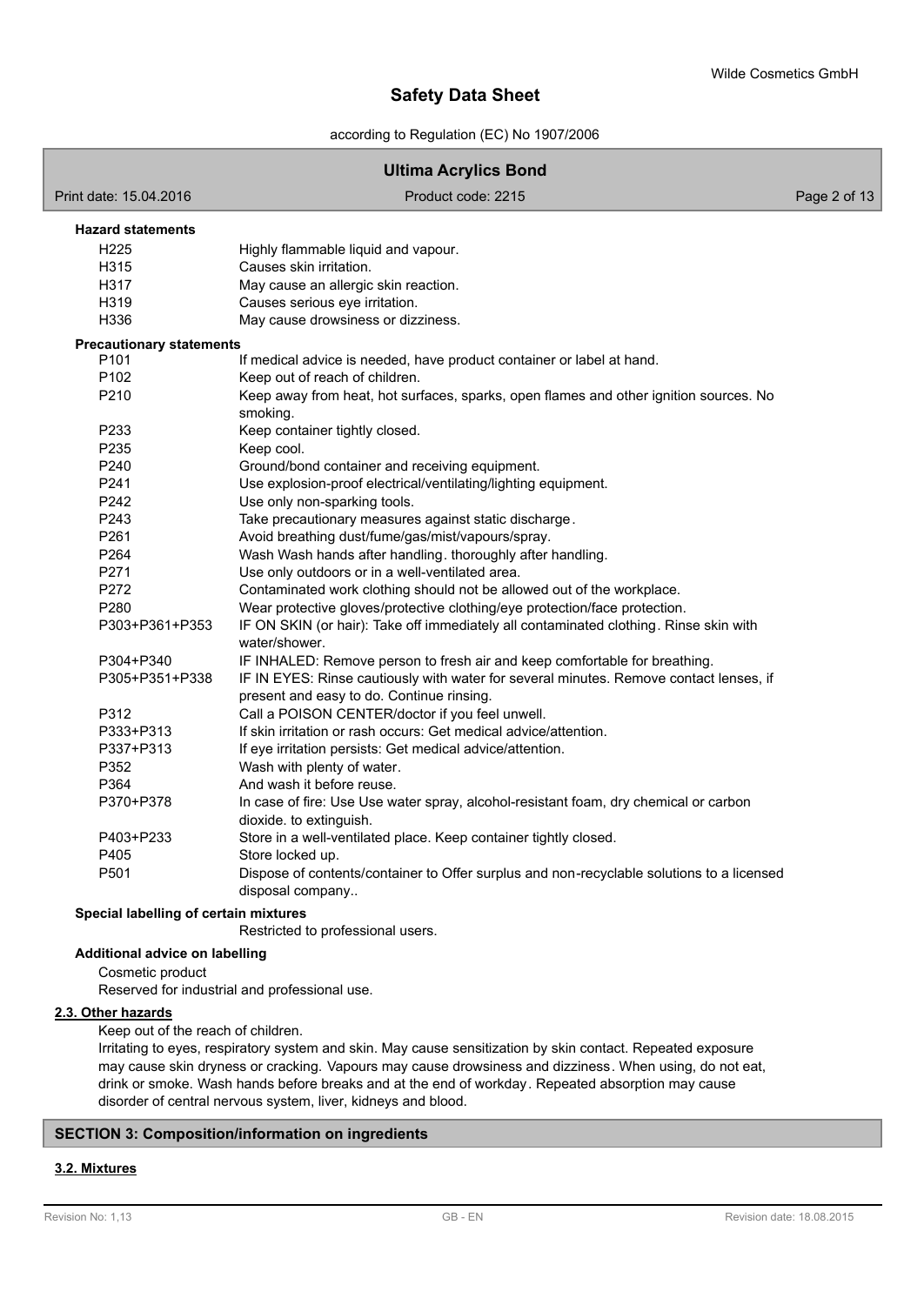**Hazard statements**

| | |
|---|---|
| H225 | Highly flammable liquid and vapour. |
| H315 | Causes skin irritation. |
| H317 | May cause an allergic skin reaction. |
| H319 | Causes serious eye irritation. |
| H336 | May cause drowsiness or dizziness. |

**Precautionary statements**

| | |
|---|---|
| P101 | If medical advice is needed, have product container or label at hand. |
| P102 | Keep out of reach of children. |
| P210 | Keep away from heat, hot surfaces, sparks, open flames and other ignition sources. No smoking. |
| P233 | Keep container tightly closed. |
| P235 | Keep cool. |
| P240 | Ground/bond container and receiving equipment. |
| P241 | Use explosion-proof electrical/ventilating/lighting equipment. |
| P242 | Use only non-sparking tools. |
| P243 | Take precautionary measures against static discharge. |
| P261 | Avoid breathing dust/fume/gas/mist/vapours/spray. |
| P264 | Wash Wash hands after handling. thoroughly after handling. |
| P271 | Use only outdoors or in a well-ventilated area. |
| P272 | Contaminated work clothing should not be allowed out of the workplace. |
| P280 | Wear protective gloves/protective clothing/eye protection/face protection. |
| P303+P361+P353 | IF ON SKIN (or hair): Take off immediately all contaminated clothing. Rinse skin with water/shower. |
| P304+P340 | IF INHALED: Remove person to fresh air and keep comfortable for breathing. |
| P305+P351+P338 | IF IN EYES: Rinse cautiously with water for several minutes. Remove contact lenses, if present and easy to do. Continue rinsing. |
| P312 | Call a POISON CENTER/doctor if you feel unwell. |
| P333+P313 | If skin irritation or rash occurs: Get medical advice/attention. |
| P337+P313 | If eye irritation persists: Get medical advice/attention. |
| P352 | Wash with plenty of water. |
| P364 | And wash it before reuse. |
| P370+P378 | In case of fire: Use Use water spray, alcohol-resistant foam, dry chemical or carbon dioxide. to extinguish. |
| P403+P233 | Store in a well-ventilated place. Keep container tightly closed. |
| P405 | Store locked up. |
| P501 | Dispose of contents/container to Offer surplus and non-recyclable solutions to a licensed disposal company.. |

**Special labelling of certain mixtures**

Restricted to professional users.

**Additional advice on labelling**

Cosmetic product
Reserved for industrial and professional use.

## 2.3. Other hazards

Keep out of the reach of children.
Irritating to eyes, respiratory system and skin. May cause sensitization by skin contact. Repeated exposure may cause skin dryness or cracking. Vapours may cause drowsiness and dizziness. When using, do not eat, drink or smoke. Wash hands before breaks and at the end of workday. Repeated absorption may cause disorder of central nervous system, liver, kidneys and blood.

## SECTION 3: Composition/information on ingredients

### 3.2. Mixtures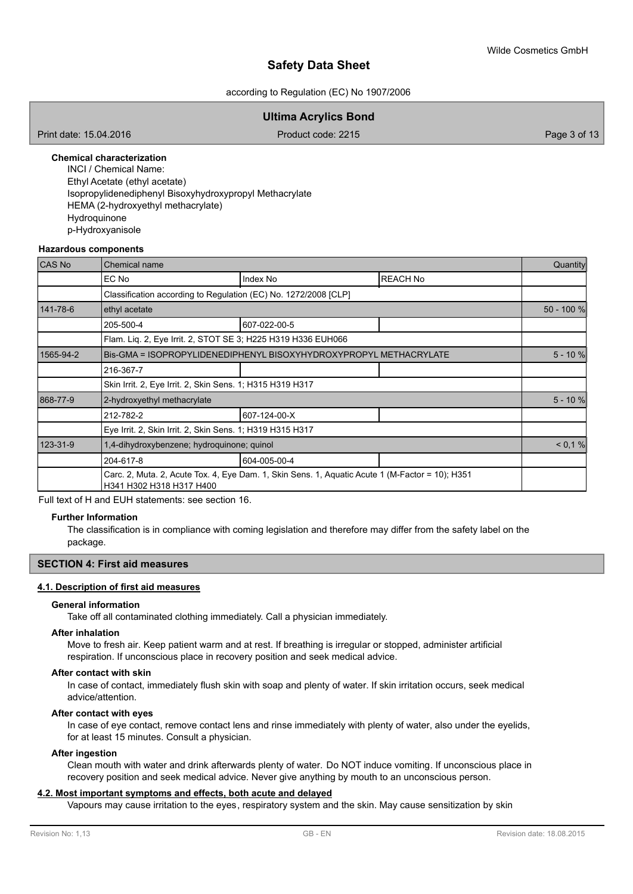**Chemical characterization**

INCI / Chemical Name:
Ethyl Acetate (ethyl acetate)
Isopropylidenediphenyl Bisoxyhydroxypropyl Methacrylate
HEMA (2-hydroxyethyl methacrylate)
Hydroquinone
p-Hydroxyanisole

**Hazardous components**

| CAS No | Chemical name | | | Quantity |
|---|---|---|---|---|
| | EC No | Index No | REACH No | |
| | Classification according to Regulation (EC) No. 1272/2008 [CLP] | | | |
| 141-78-6 | ethyl acetate | | | 50 - 100 % |
| | 205-500-4 | 607-022-00-5 | | |
| | Flam. Liq. 2, Eye Irrit. 2, STOT SE 3; H225 H319 H336 EUH066 | | | |
| 1565-94-2 | Bis-GMA = ISOPROPYLIDENEDIPHENYL BISOXYHYDROXYPROPYL METHACRYLATE | | | 5 - 10 % |
| | 216-367-7 | | | |
| | Skin Irrit. 2, Eye Irrit. 2, Skin Sens. 1; H315 H319 H317 | | | |
| 868-77-9 | 2-hydroxyethyl methacrylate | | | 5 - 10 % |
| | 212-782-2 | 607-124-00-X | | |
| | Eye Irrit. 2, Skin Irrit. 2, Skin Sens. 1; H319 H315 H317 | | | |
| 123-31-9 | 1,4-dihydroxybenzene; hydroquinone; quinol | | | < 0,1 % |
| | 204-617-8 | 604-005-00-4 | | |
| | Carc. 2, Muta. 2, Acute Tox. 4, Eye Dam. 1, Skin Sens. 1, Aquatic Acute 1 (M-Factor = 10); H351 H341 H302 H318 H317 H400 | | | |

Full text of H and EUH statements: see section 16.

**Further Information**

The classification is in compliance with coming legislation and therefore may differ from the safety label on the package.

## SECTION 4: First aid measures

### 4.1. Description of first aid measures

**General information**

Take off all contaminated clothing immediately. Call a physician immediately.

**After inhalation**

Move to fresh air. Keep patient warm and at rest. If breathing is irregular or stopped, administer artificial respiration. If unconscious place in recovery position and seek medical advice.

**After contact with skin**

In case of contact, immediately flush skin with soap and plenty of water. If skin irritation occurs, seek medical advice/attention.

**After contact with eyes**

In case of eye contact, remove contact lens and rinse immediately with plenty of water, also under the eyelids, for at least 15 minutes. Consult a physician.

**After ingestion**

Clean mouth with water and drink afterwards plenty of water. Do NOT induce vomiting. If unconscious place in recovery position and seek medical advice. Never give anything by mouth to an unconscious person.

### 4.2. Most important symptoms and effects, both acute and delayed

Vapours may cause irritation to the eyes, respiratory system and the skin. May cause sensitization by skin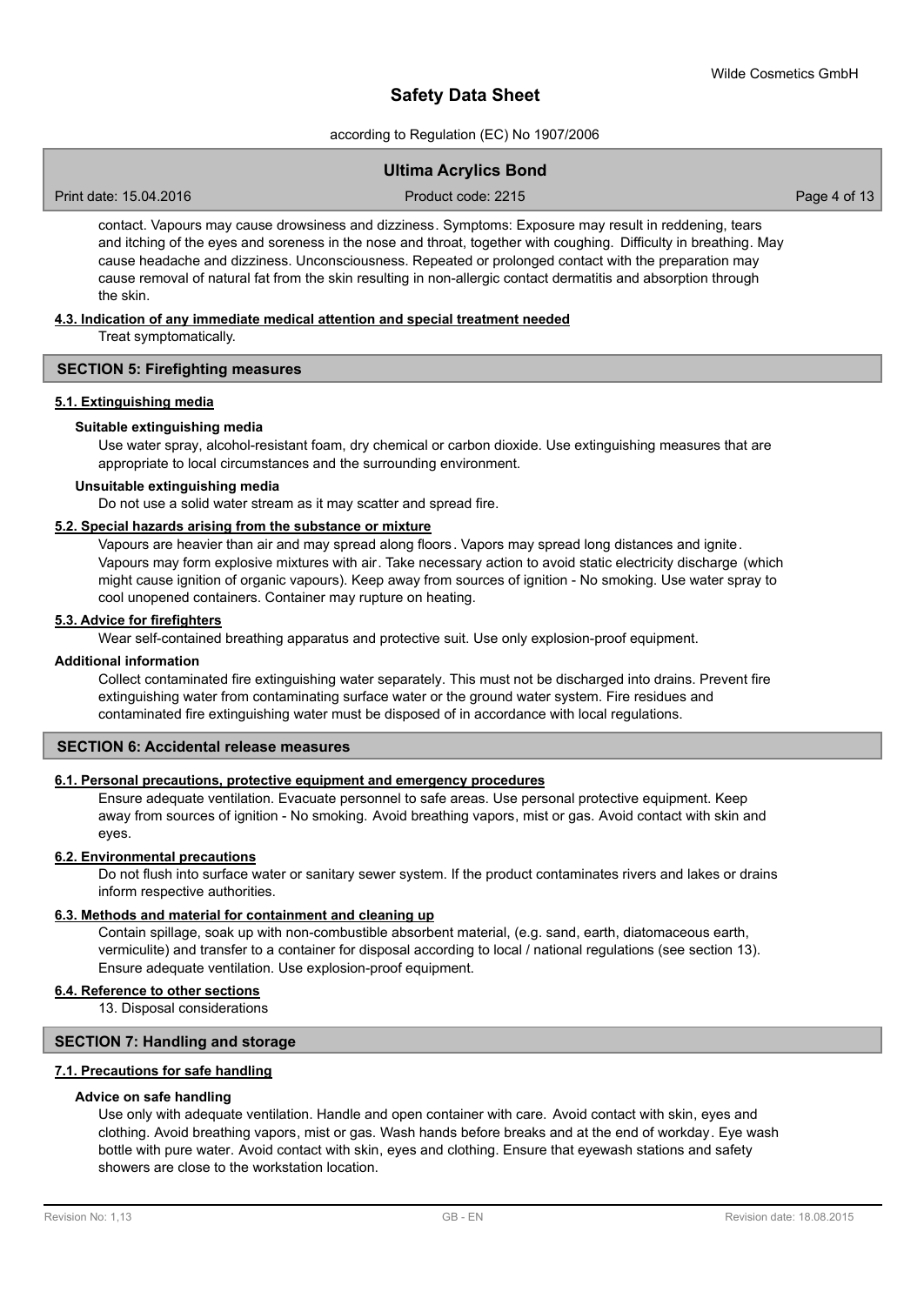contact. Vapours may cause drowsiness and dizziness. Symptoms: Exposure may result in reddening, tears and itching of the eyes and soreness in the nose and throat, together with coughing. Difficulty in breathing. May cause headache and dizziness. Unconsciousness. Repeated or prolonged contact with the preparation may cause removal of natural fat from the skin resulting in non-allergic contact dermatitis and absorption through the skin.

### 4.3. Indication of any immediate medical attention and special treatment needed

Treat symptomatically.

## SECTION 5: Firefighting measures

### 5.1. Extinguishing media

**Suitable extinguishing media**

Use water spray, alcohol-resistant foam, dry chemical or carbon dioxide. Use extinguishing measures that are appropriate to local circumstances and the surrounding environment.

**Unsuitable extinguishing media**

Do not use a solid water stream as it may scatter and spread fire.

### 5.2. Special hazards arising from the substance or mixture

Vapours are heavier than air and may spread along floors. Vapors may spread long distances and ignite. Vapours may form explosive mixtures with air. Take necessary action to avoid static electricity discharge (which might cause ignition of organic vapours). Keep away from sources of ignition - No smoking. Use water spray to cool unopened containers. Container may rupture on heating.

### 5.3. Advice for firefighters

Wear self-contained breathing apparatus and protective suit. Use only explosion-proof equipment.

**Additional information**

Collect contaminated fire extinguishing water separately. This must not be discharged into drains. Prevent fire extinguishing water from contaminating surface water or the ground water system. Fire residues and contaminated fire extinguishing water must be disposed of in accordance with local regulations.

## SECTION 6: Accidental release measures

### 6.1. Personal precautions, protective equipment and emergency procedures

Ensure adequate ventilation. Evacuate personnel to safe areas. Use personal protective equipment. Keep away from sources of ignition - No smoking. Avoid breathing vapors, mist or gas. Avoid contact with skin and eyes.

### 6.2. Environmental precautions

Do not flush into surface water or sanitary sewer system. If the product contaminates rivers and lakes or drains inform respective authorities.

### 6.3. Methods and material for containment and cleaning up

Contain spillage, soak up with non-combustible absorbent material, (e.g. sand, earth, diatomaceous earth, vermiculite) and transfer to a container for disposal according to local / national regulations (see section 13). Ensure adequate ventilation. Use explosion-proof equipment.

### 6.4. Reference to other sections

13. Disposal considerations

## SECTION 7: Handling and storage

### 7.1. Precautions for safe handling

**Advice on safe handling**

Use only with adequate ventilation. Handle and open container with care. Avoid contact with skin, eyes and clothing. Avoid breathing vapors, mist or gas. Wash hands before breaks and at the end of workday. Eye wash bottle with pure water. Avoid contact with skin, eyes and clothing. Ensure that eyewash stations and safety showers are close to the workstation location.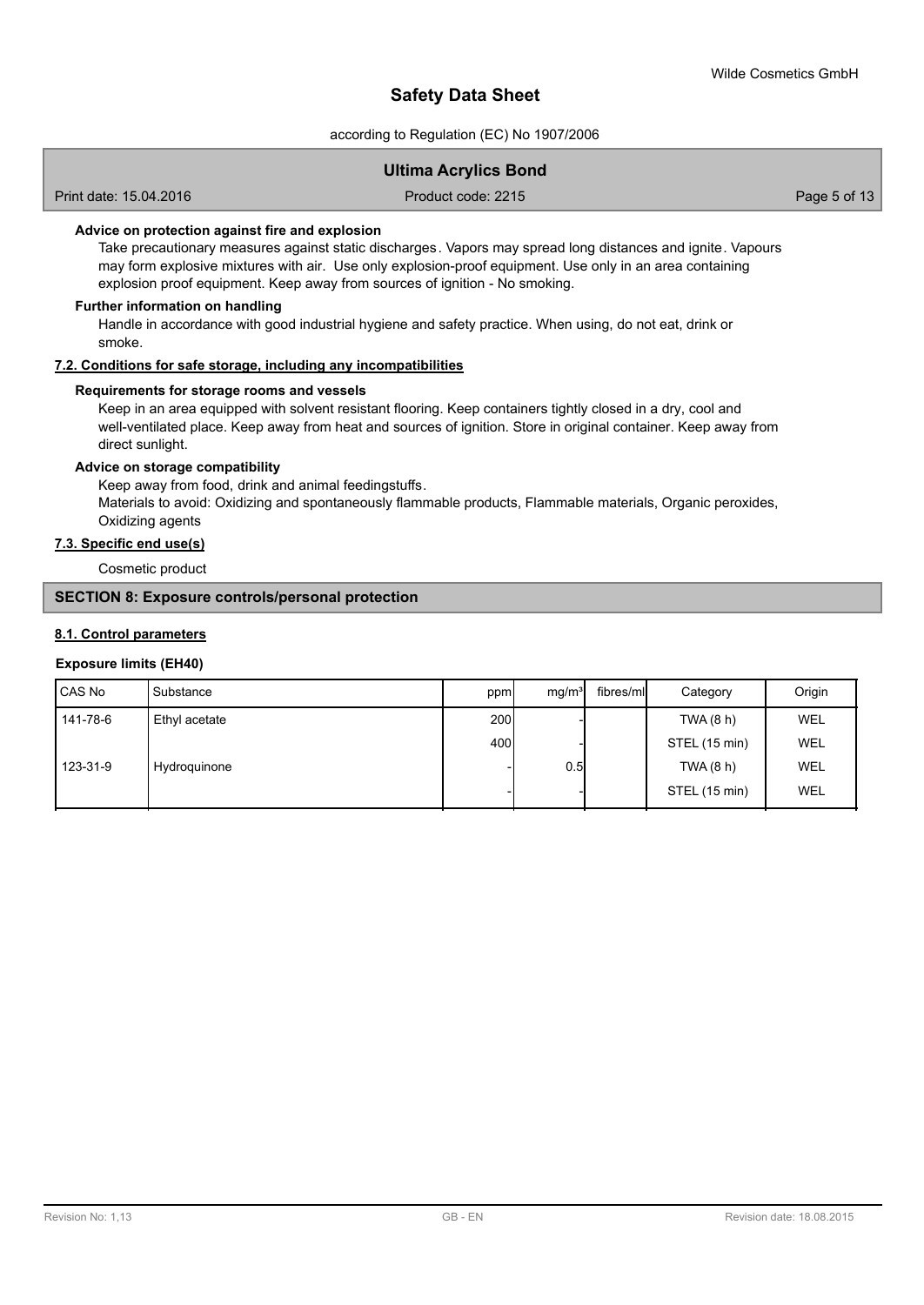#### Advice on protection against fire and explosion

Take precautionary measures against static discharges. Vapors may spread long distances and ignite. Vapours may form explosive mixtures with air. Use only explosion-proof equipment. Use only in an area containing explosion proof equipment. Keep away from sources of ignition - No smoking.

#### Further information on handling

Handle in accordance with good industrial hygiene and safety practice. When using, do not eat, drink or smoke.

### 7.2. Conditions for safe storage, including any incompatibilities

#### Requirements for storage rooms and vessels

Keep in an area equipped with solvent resistant flooring. Keep containers tightly closed in a dry, cool and well-ventilated place. Keep away from heat and sources of ignition. Store in original container. Keep away from direct sunlight.

#### Advice on storage compatibility

Keep away from food, drink and animal feedingstuffs.
Materials to avoid: Oxidizing and spontaneously flammable products, Flammable materials, Organic peroxides, Oxidizing agents

### 7.3. Specific end use(s)

Cosmetic product

## SECTION 8: Exposure controls/personal protection

### 8.1. Control parameters

#### Exposure limits (EH40)

| CAS No | Substance | ppm | mg/m³ | fibres/ml | Category | Origin |
|---|---|---|---|---|---|---|
| 141-78-6 | Ethyl acetate | 200 | - | | TWA (8 h) | WEL |
| | | 400 | - | | STEL (15 min) | WEL |
| 123-31-9 | Hydroquinone | - | 0.5 | | TWA (8 h) | WEL |
| | | - | - | | STEL (15 min) | WEL |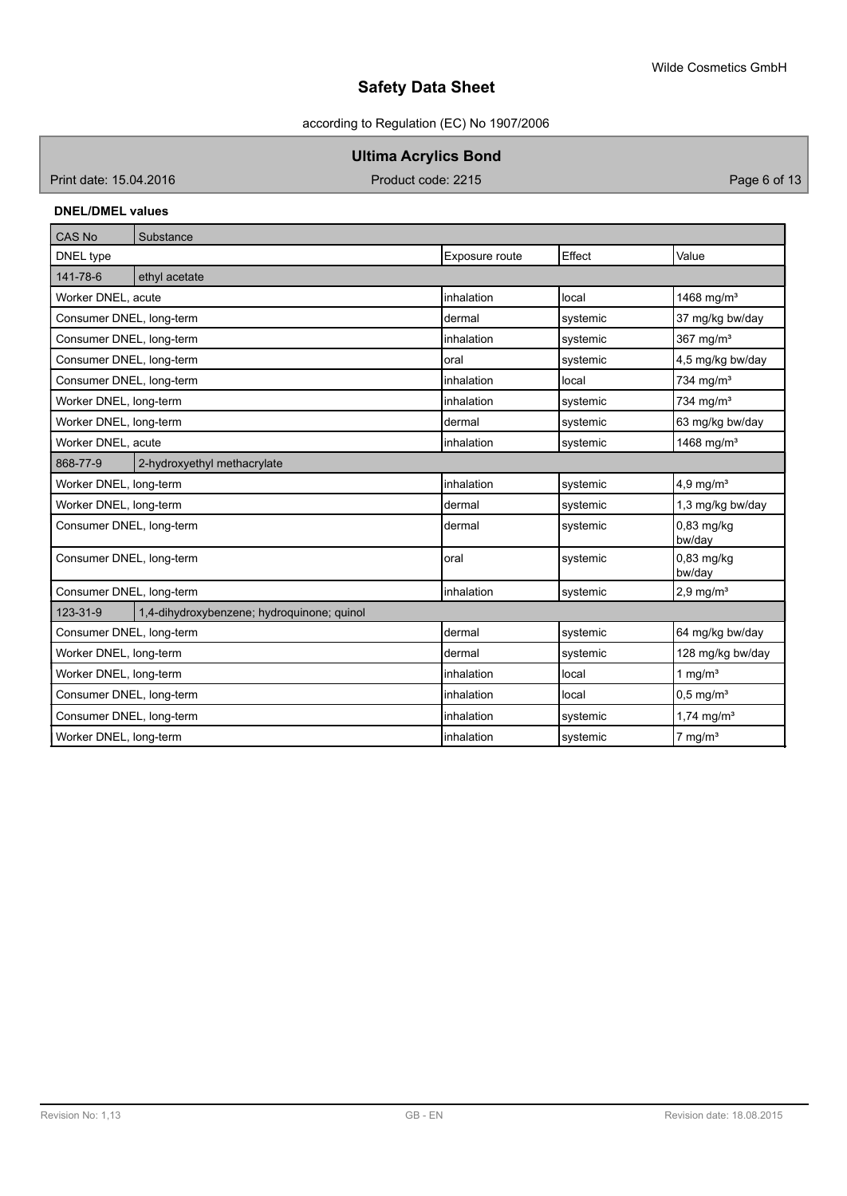**DNEL/DMEL values**

| CAS No | Substance | | | |
|---|---|---|---|---|
| DNEL type | | Exposure route | Effect | Value |
| 141-78-6 | ethyl acetate | | | |
| Worker DNEL, acute | | inhalation | local | 1468 mg/m³ |
| Consumer DNEL, long-term | | dermal | systemic | 37 mg/kg bw/day |
| Consumer DNEL, long-term | | inhalation | systemic | 367 mg/m³ |
| Consumer DNEL, long-term | | oral | systemic | 4,5 mg/kg bw/day |
| Consumer DNEL, long-term | | inhalation | local | 734 mg/m³ |
| Worker DNEL, long-term | | inhalation | systemic | 734 mg/m³ |
| Worker DNEL, long-term | | dermal | systemic | 63 mg/kg bw/day |
| Worker DNEL, acute | | inhalation | systemic | 1468 mg/m³ |
| 868-77-9 | 2-hydroxyethyl methacrylate | | | |
| Worker DNEL, long-term | | inhalation | systemic | 4,9 mg/m³ |
| Worker DNEL, long-term | | dermal | systemic | 1,3 mg/kg bw/day |
| Consumer DNEL, long-term | | dermal | systemic | 0,83 mg/kg bw/day |
| Consumer DNEL, long-term | | oral | systemic | 0,83 mg/kg bw/day |
| Consumer DNEL, long-term | | inhalation | systemic | 2,9 mg/m³ |
| 123-31-9 | 1,4-dihydroxybenzene; hydroquinone; quinol | | | |
| Consumer DNEL, long-term | | dermal | systemic | 64 mg/kg bw/day |
| Worker DNEL, long-term | | dermal | systemic | 128 mg/kg bw/day |
| Worker DNEL, long-term | | inhalation | local | 1 mg/m³ |
| Consumer DNEL, long-term | | inhalation | local | 0,5 mg/m³ |
| Consumer DNEL, long-term | | inhalation | systemic | 1,74 mg/m³ |
| Worker DNEL, long-term | | inhalation | systemic | 7 mg/m³ |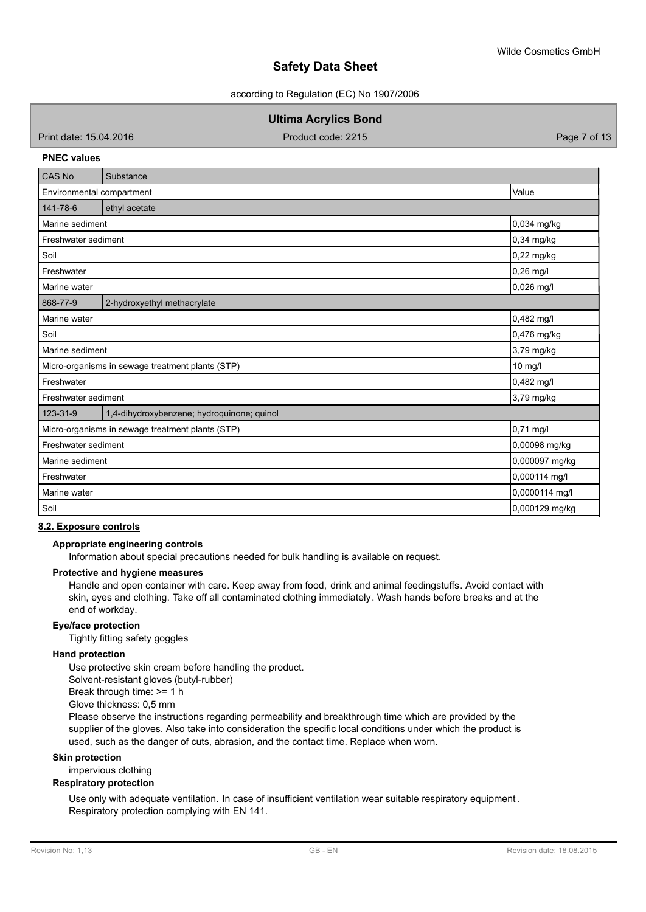**PNEC values**

| CAS No | Substance | |
|---|---|---|
| Environmental compartment | | Value |
| 141-78-6 | ethyl acetate | |
| Marine sediment | | 0,034 mg/kg |
| Freshwater sediment | | 0,34 mg/kg |
| Soil | | 0,22 mg/kg |
| Freshwater | | 0,26 mg/l |
| Marine water | | 0,026 mg/l |
| 868-77-9 | 2-hydroxyethyl methacrylate | |
| Marine water | | 0,482 mg/l |
| Soil | | 0,476 mg/kg |
| Marine sediment | | 3,79 mg/kg |
| Micro-organisms in sewage treatment plants (STP) | | 10 mg/l |
| Freshwater | | 0,482 mg/l |
| Freshwater sediment | | 3,79 mg/kg |
| 123-31-9 | 1,4-dihydroxybenzene; hydroquinone; quinol | |
| Micro-organisms in sewage treatment plants (STP) | | 0,71 mg/l |
| Freshwater sediment | | 0,00098 mg/kg |
| Marine sediment | | 0,000097 mg/kg |
| Freshwater | | 0,000114 mg/l |
| Marine water | | 0,0000114 mg/l |
| Soil | | 0,000129 mg/kg |

## 8.2. Exposure controls

**Appropriate engineering controls**

Information about special precautions needed for bulk handling is available on request.

**Protective and hygiene measures**

Handle and open container with care. Keep away from food, drink and animal feedingstuffs. Avoid contact with skin, eyes and clothing. Take off all contaminated clothing immediately. Wash hands before breaks and at the end of workday.

**Eye/face protection**

Tightly fitting safety goggles

**Hand protection**

Use protective skin cream before handling the product.
Solvent-resistant gloves (butyl-rubber)
Break through time: >= 1 h
Glove thickness: 0,5 mm
Please observe the instructions regarding permeability and breakthrough time which are provided by the supplier of the gloves. Also take into consideration the specific local conditions under which the product is used, such as the danger of cuts, abrasion, and the contact time. Replace when worn.

**Skin protection**

impervious clothing

**Respiratory protection**

Use only with adequate ventilation. In case of insufficient ventilation wear suitable respiratory equipment. Respiratory protection complying with EN 141.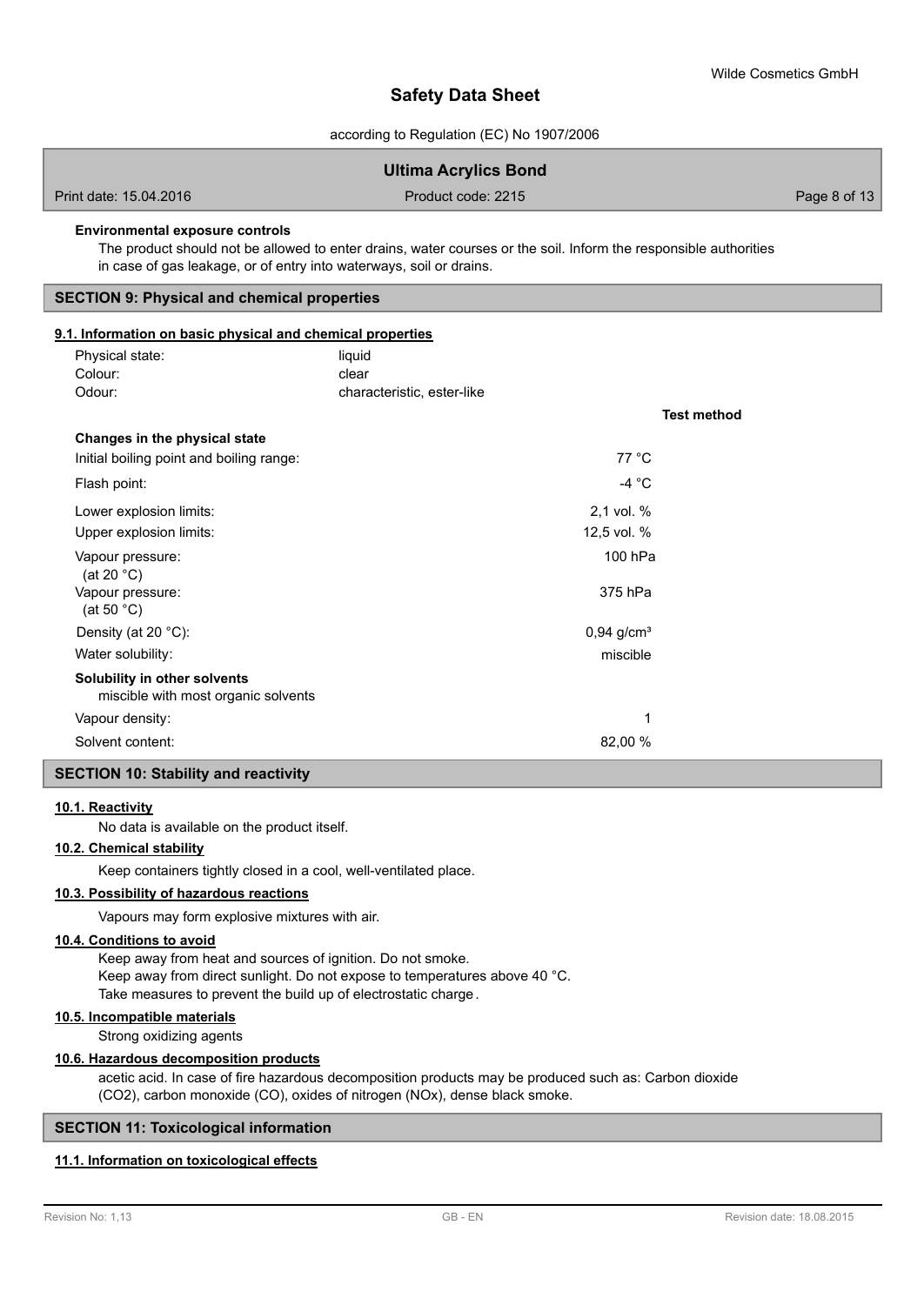**Environmental exposure controls**

The product should not be allowed to enter drains, water courses or the soil. Inform the responsible authorities in case of gas leakage, or of entry into waterways, soil or drains.

## SECTION 9: Physical and chemical properties

### 9.1. Information on basic physical and chemical properties

| | |
|---|---|
| Physical state: | liquid |
| Colour: | clear |
| Odour: | characteristic, ester-like |

| | | Test method |
|---|---|---|
| **Changes in the physical state** | | |
| Initial boiling point and boiling range: | 77 °C | |
| Flash point: | -4 °C | |
| Lower explosion limits: | 2,1 vol. % | |
| Upper explosion limits: | 12,5 vol. % | |
| Vapour pressure: (at 20 °C) | 100 hPa | |
| Vapour pressure: (at 50 °C) | 375 hPa | |
| Density (at 20 °C): | 0,94 g/cm³ | |
| Water solubility: | miscible | |
| **Solubility in other solvents** miscible with most organic solvents | | |
| Vapour density: | 1 | |
| Solvent content: | 82,00 % | |

## SECTION 10: Stability and reactivity

### 10.1. Reactivity

No data is available on the product itself.

### 10.2. Chemical stability

Keep containers tightly closed in a cool, well-ventilated place.

### 10.3. Possibility of hazardous reactions

Vapours may form explosive mixtures with air.

### 10.4. Conditions to avoid

Keep away from heat and sources of ignition. Do not smoke.
Keep away from direct sunlight. Do not expose to temperatures above 40 °C.
Take measures to prevent the build up of electrostatic charge.

### 10.5. Incompatible materials

Strong oxidizing agents

### 10.6. Hazardous decomposition products

acetic acid. In case of fire hazardous decomposition products may be produced such as: Carbon dioxide ($CO_2$), carbon monoxide (CO), oxides of nitrogen ($NO_x$), dense black smoke.

## SECTION 11: Toxicological information

### 11.1. Information on toxicological effects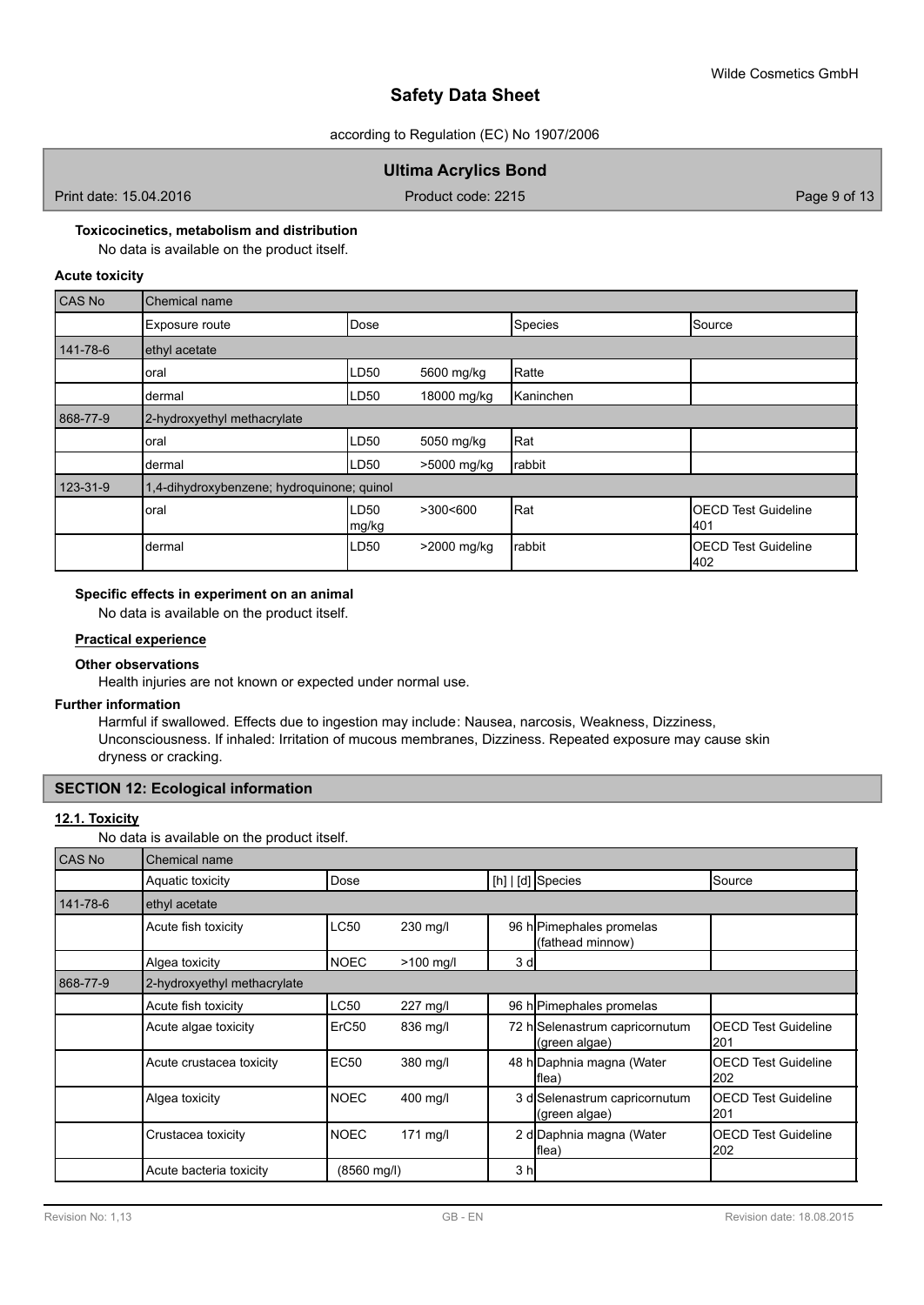**Toxicocinetics, metabolism and distribution**

No data is available on the product itself.

**Acute toxicity**

| CAS No | Chemical name | | | | |
|---|---|---|---|---|---|
| | Exposure route | Dose | | Species | Source |
| 141-78-6 | ethyl acetate | | | | |
| | oral | LD50 | 5600 mg/kg | Ratte | |
| | dermal | LD50 | 18000 mg/kg | Kaninchen | |
| 868-77-9 | 2-hydroxyethyl methacrylate | | | | |
| | oral | LD50 | 5050 mg/kg | Rat | |
| | dermal | LD50 | >5000 mg/kg | rabbit | |
| 123-31-9 | 1,4-dihydroxybenzene; hydroquinone; quinol | | | | |
| | oral | LD50 mg/kg | >300<600 | Rat | OECD Test Guideline 401 |
| | dermal | LD50 | >2000 mg/kg | rabbit | OECD Test Guideline 402 |

**Specific effects in experiment on an animal**

No data is available on the product itself.

**Practical experience**

**Other observations**

Health injuries are not known or expected under normal use.

**Further information**

Harmful if swallowed. Effects due to ingestion may include: Nausea, narcosis, Weakness, Dizziness, Unconsciousness. If inhaled: Irritation of mucous membranes, Dizziness. Repeated exposure may cause skin dryness or cracking.

## SECTION 12: Ecological information

**12.1. Toxicity**

No data is available on the product itself.

| CAS No | Chemical name | | | | | |
|---|---|---|---|---|---|---|
| | Aquatic toxicity | Dose | | [h] \| [d] | Species | Source |
| 141-78-6 | ethyl acetate | | | | | |
| | Acute fish toxicity | LC50 | 230 mg/l | 96 h | Pimephales promelas (fathead minnow) | |
| | Algea toxicity | NOEC | >100 mg/l | 3 d | | |
| 868-77-9 | 2-hydroxyethyl methacrylate | | | | | |
| | Acute fish toxicity | LC50 | 227 mg/l | 96 h | Pimephales promelas | |
| | Acute algae toxicity | ErC50 | 836 mg/l | 72 h | Selenastrum capricornutum (green algae) | OECD Test Guideline 201 |
| | Acute crustacea toxicity | EC50 | 380 mg/l | 48 h | Daphnia magna (Water flea) | OECD Test Guideline 202 |
| | Algea toxicity | NOEC | 400 mg/l | 3 d | Selenastrum capricornutum (green algae) | OECD Test Guideline 201 |
| | Crustacea toxicity | NOEC | 171 mg/l | 2 d | Daphnia magna (Water flea) | OECD Test Guideline 202 |
| | Acute bacteria toxicity | (8560 mg/l) | | 3 h | | |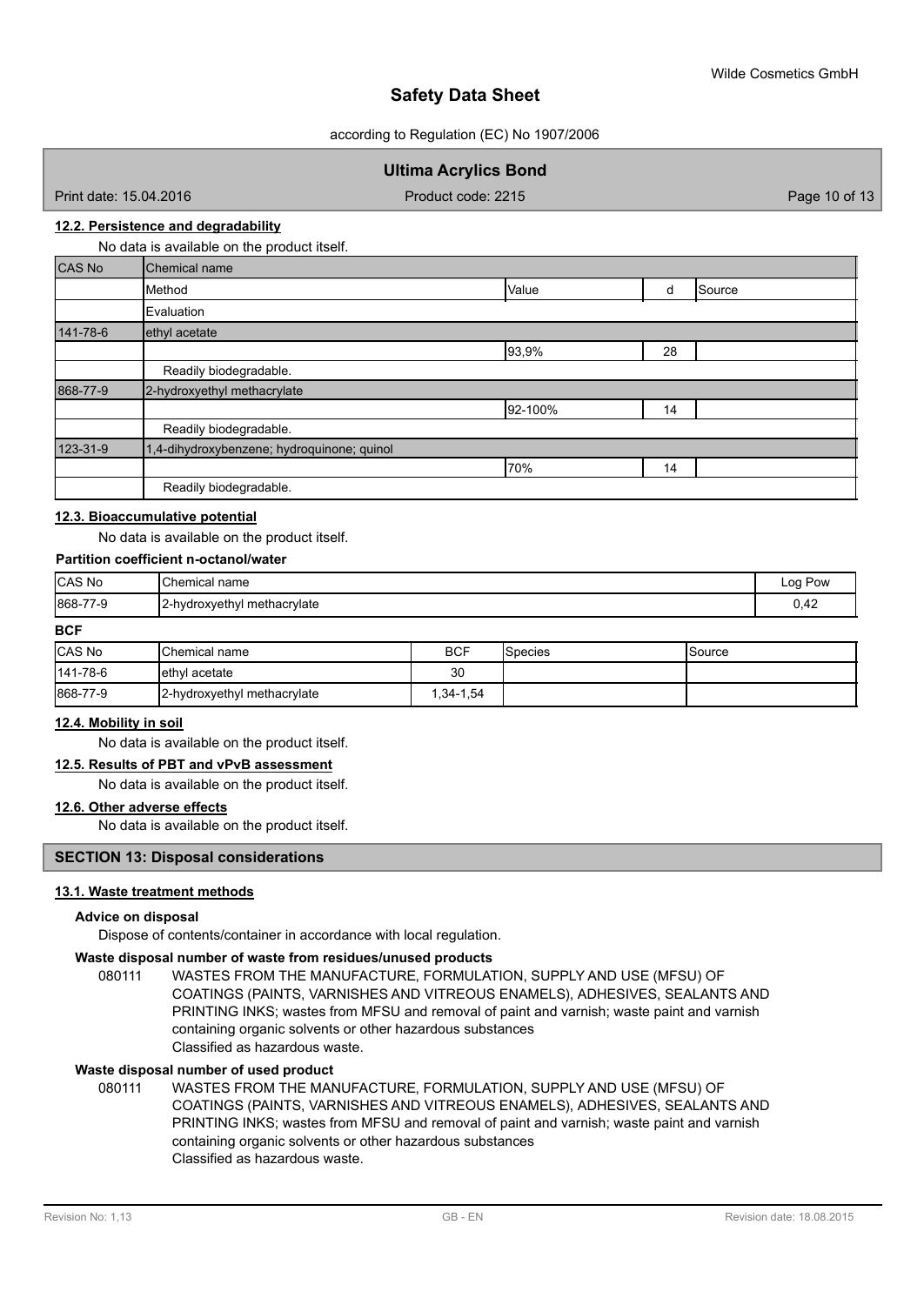### 12.2. Persistence and degradability

No data is available on the product itself.

| CAS No | Chemical name | | | |
|---|---|---|---|---|
| | Method | Value | d | Source |
| | Evaluation | | | |
| 141-78-6 | ethyl acetate | | | |
| | | 93,9% | 28 | |
| | Readily biodegradable. | | | |
| 868-77-9 | 2-hydroxyethyl methacrylate | | | |
| | | 92-100% | 14 | |
| | Readily biodegradable. | | | |
| 123-31-9 | 1,4-dihydroxybenzene; hydroquinone; quinol | | | |
| | | 70% | 14 | |
| | Readily biodegradable. | | | |

### 12.3. Bioaccumulative potential

No data is available on the product itself.

**Partition coefficient n-octanol/water**

| CAS No | Chemical name | Log Pow |
|---|---|---|
| 868-77-9 | 2-hydroxyethyl methacrylate | 0,42 |

**BCF**

| CAS No | Chemical name | BCF | Species | Source |
|---|---|---|---|---|
| 141-78-6 | ethyl acetate | 30 | | |
| 868-77-9 | 2-hydroxyethyl methacrylate | 1,34-1,54 | | |

### 12.4. Mobility in soil

No data is available on the product itself.

### 12.5. Results of PBT and vPvB assessment

No data is available on the product itself.

### 12.6. Other adverse effects

No data is available on the product itself.

## SECTION 13: Disposal considerations

### 13.1. Waste treatment methods

**Advice on disposal**

Dispose of contents/container in accordance with local regulation.

**Waste disposal number of waste from residues/unused products**

080111 WASTES FROM THE MANUFACTURE, FORMULATION, SUPPLY AND USE (MFSU) OF COATINGS (PAINTS, VARNISHES AND VITREOUS ENAMELS), ADHESIVES, SEALANTS AND PRINTING INKS; wastes from MFSU and removal of paint and varnish; waste paint and varnish containing organic solvents or other hazardous substances
Classified as hazardous waste.

**Waste disposal number of used product**

080111 WASTES FROM THE MANUFACTURE, FORMULATION, SUPPLY AND USE (MFSU) OF COATINGS (PAINTS, VARNISHES AND VITREOUS ENAMELS), ADHESIVES, SEALANTS AND PRINTING INKS; wastes from MFSU and removal of paint and varnish; waste paint and varnish containing organic solvents or other hazardous substances
Classified as hazardous waste.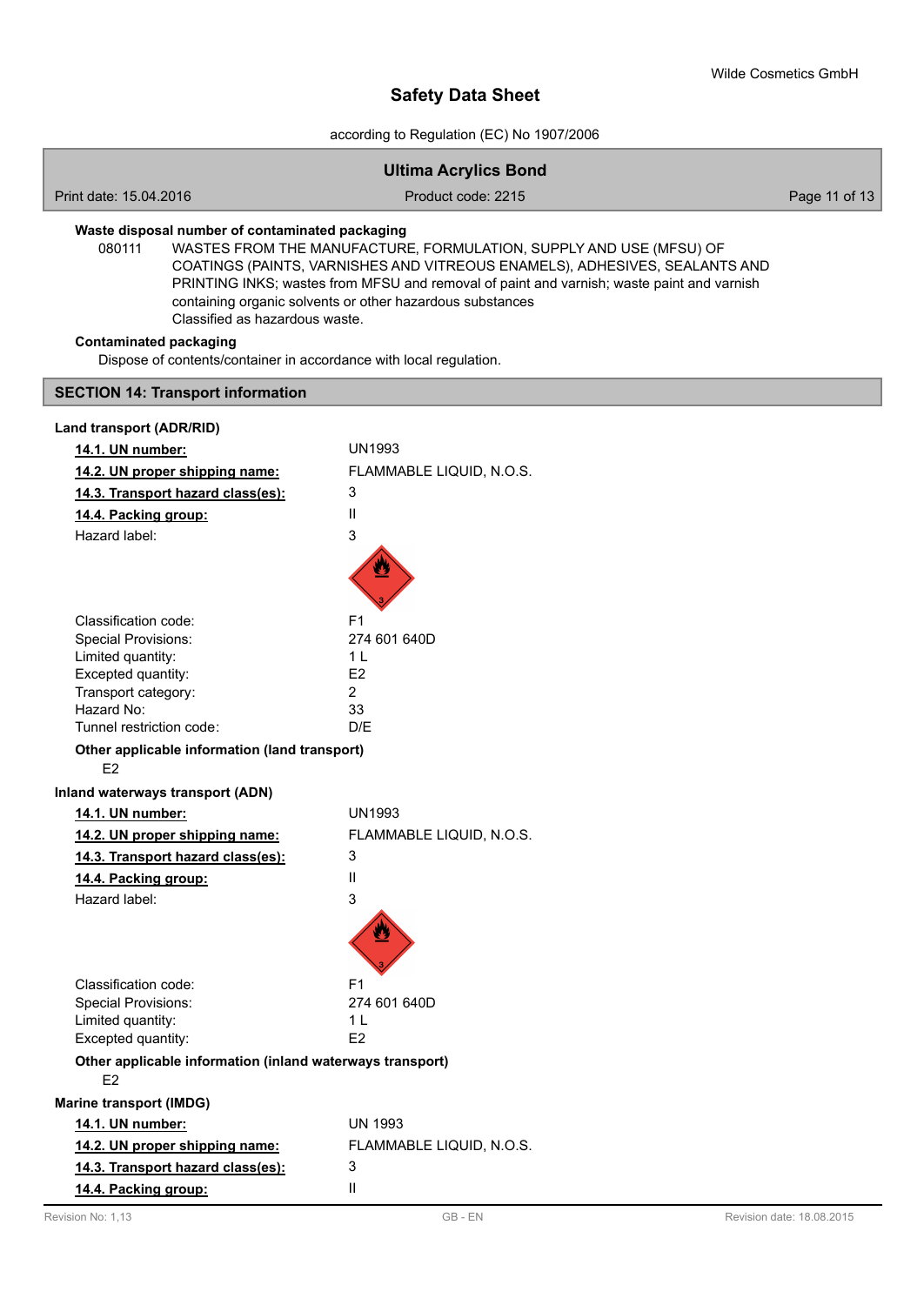**Waste disposal number of contaminated packaging**

080111 WASTES FROM THE MANUFACTURE, FORMULATION, SUPPLY AND USE (MFSU) OF COATINGS (PAINTS, VARNISHES AND VITREOUS ENAMELS), ADHESIVES, SEALANTS AND PRINTING INKS; wastes from MFSU and removal of paint and varnish; waste paint and varnish containing organic solvents or other hazardous substances
Classified as hazardous waste.

**Contaminated packaging**

Dispose of contents/container in accordance with local regulation.

## SECTION 14: Transport information

**Land transport (ADR/RID)**

| | |
|---|---|
| **14.1. UN number:** | UN1993 |
| **14.2. UN proper shipping name:** | FLAMMABLE LIQUID, N.O.S. |
| **14.3. Transport hazard class(es):** | 3 |
| **14.4. Packing group:** | II |
| Hazard label: | 3 |
| Classification code: | F1 |
| Special Provisions: | 274 601 640D |
| Limited quantity: | 1 L |
| Excepted quantity: | E2 |
| Transport category: | 2 |
| Hazard No: | 33 |
| Tunnel restriction code: | D/E |

**Other applicable information (land transport)**

E2

**Inland waterways transport (ADN)**

| | |
|---|---|
| **14.1. UN number:** | UN1993 |
| **14.2. UN proper shipping name:** | FLAMMABLE LIQUID, N.O.S. |
| **14.3. Transport hazard class(es):** | 3 |
| **14.4. Packing group:** | II |
| Hazard label: | 3 |
| Classification code: | F1 |
| Special Provisions: | 274 601 640D |
| Limited quantity: | 1 L |
| Excepted quantity: | E2 |

**Other applicable information (inland waterways transport)**

E2

**Marine transport (IMDG)**

| | |
|---|---|
| **14.1. UN number:** | UN 1993 |
| **14.2. UN proper shipping name:** | FLAMMABLE LIQUID, N.O.S. |
| **14.3. Transport hazard class(es):** | 3 |
| **14.4. Packing group:** | II |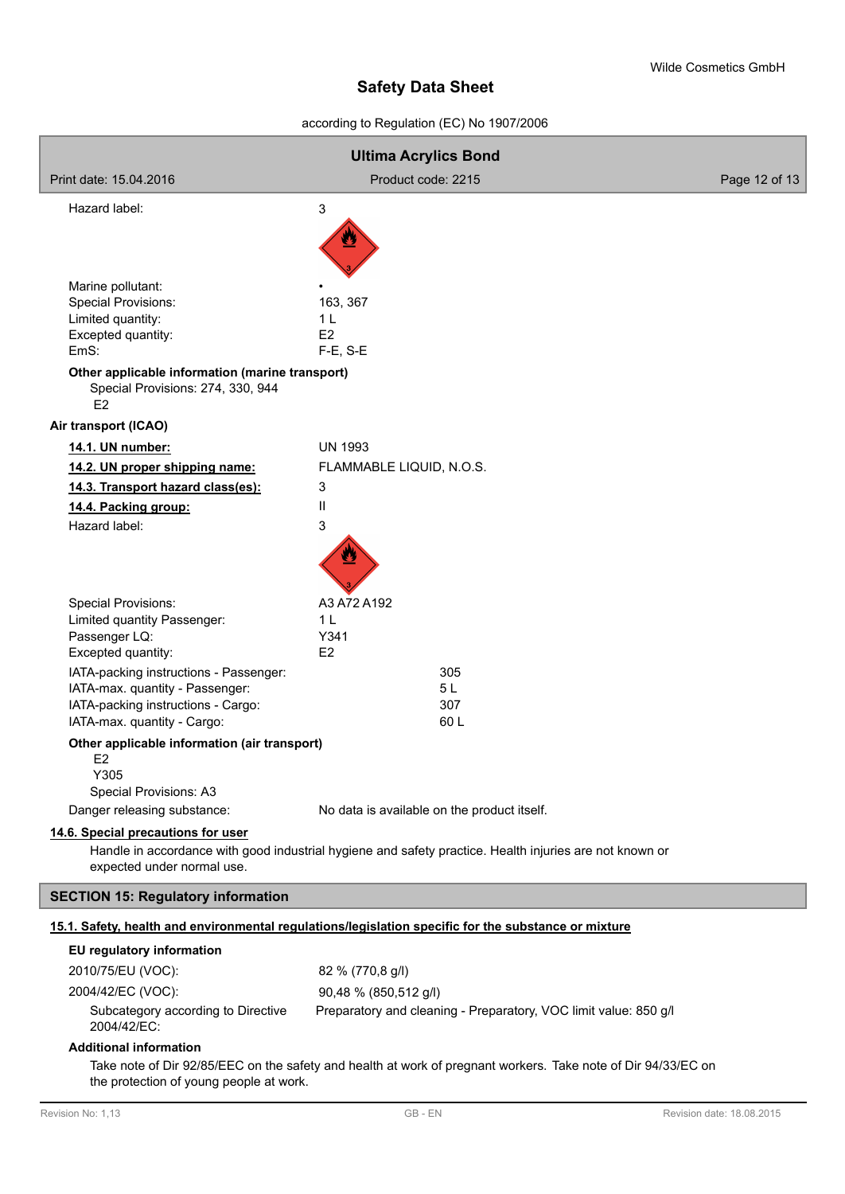| | |
|---|---|
| Hazard label: | 3 |
| Marine pollutant: | • |
| Special Provisions: | 163, 367 |
| Limited quantity: | 1 L |
| Excepted quantity: | E2 |
| EmS: | F-E, S-E |

**Other applicable information (marine transport)**

Special Provisions: 274, 330, 944

E2

**Air transport (ICAO)**

| | |
|---|---|
| **14.1. UN number:** | UN 1993 |
| **14.2. UN proper shipping name:** | FLAMMABLE LIQUID, N.O.S. |
| **14.3. Transport hazard class(es):** | 3 |
| **14.4. Packing group:** | II |
| Hazard label: | 3 |
| Special Provisions: | A3 A72 A192 |
| Limited quantity Passenger: | 1 L |
| Passenger LQ: | Y341 |
| Excepted quantity: | E2 |
| IATA-packing instructions - Passenger: | 305 |
| IATA-max. quantity - Passenger: | 5 L |
| IATA-packing instructions - Cargo: | 307 |
| IATA-max. quantity - Cargo: | 60 L |

**Other applicable information (air transport)**

E2

Y305

Special Provisions: A3

Danger releasing substance: No data is available on the product itself.

**14.6. Special precautions for user**

Handle in accordance with good industrial hygiene and safety practice. Health injuries are not known or expected under normal use.

## SECTION 15: Regulatory information

**15.1. Safety, health and environmental regulations/legislation specific for the substance or mixture**

**EU regulatory information**

| | |
|---|---|
| 2010/75/EU (VOC): | 82 % (770,8 g/l) |
| 2004/42/EC (VOC): | 90,48 % (850,512 g/l) |
| Subcategory according to Directive 2004/42/EC: | Preparatory and cleaning - Preparatory, VOC limit value: 850 g/l |

**Additional information**

Take note of Dir 92/85/EEC on the safety and health at work of pregnant workers. Take note of Dir 94/33/EC on the protection of young people at work.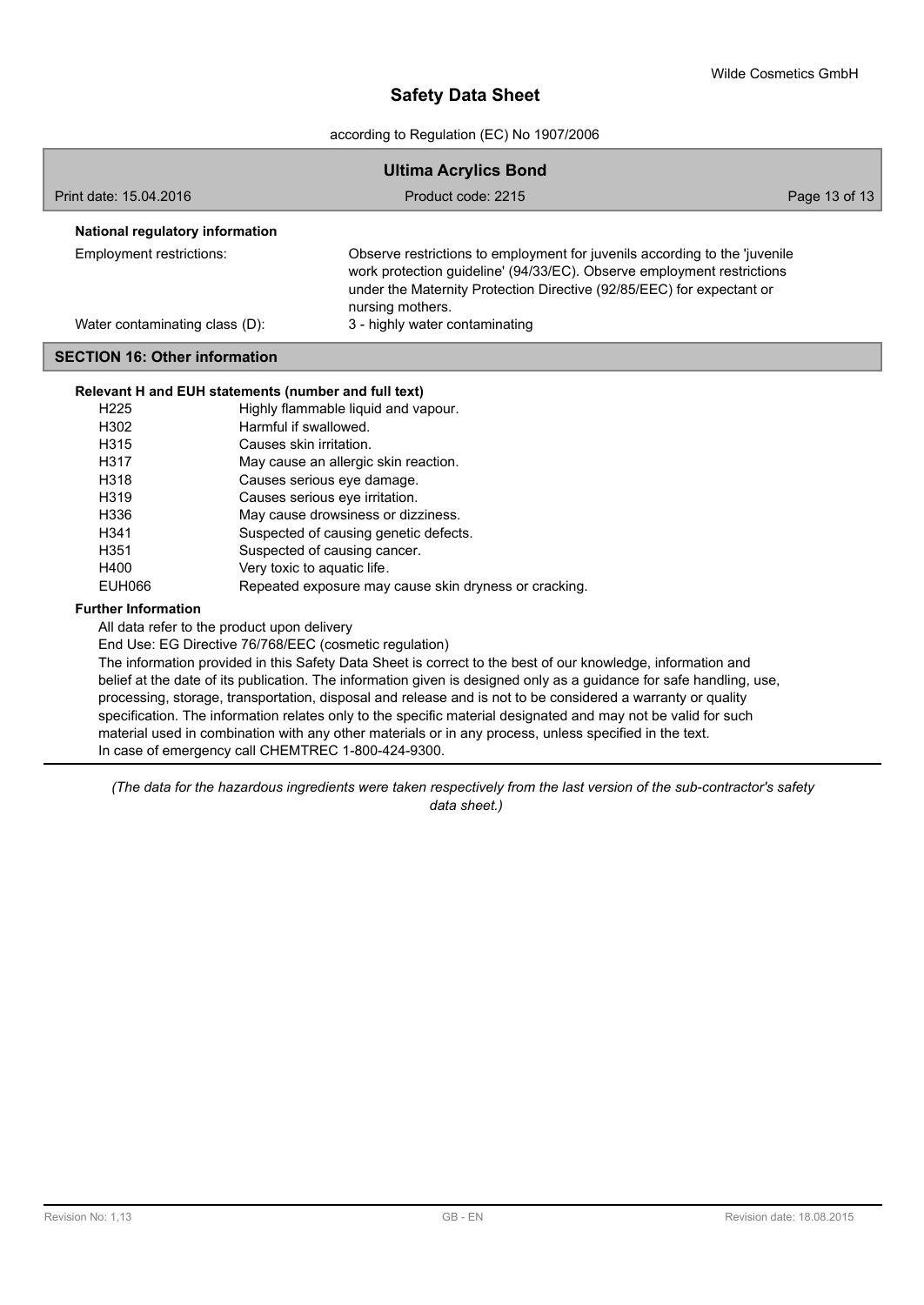**National regulatory information**

| | |
|---|---|
| Employment restrictions: | Observe restrictions to employment for juvenils according to the 'juvenile work protection guideline' (94/33/EC). Observe employment restrictions under the Maternity Protection Directive (92/85/EEC) for expectant or nursing mothers. |
| Water contaminating class (D): | 3 - highly water contaminating |

## SECTION 16: Other information

**Relevant H and EUH statements (number and full text)**

| | |
|---|---|
| H225 | Highly flammable liquid and vapour. |
| H302 | Harmful if swallowed. |
| H315 | Causes skin irritation. |
| H317 | May cause an allergic skin reaction. |
| H318 | Causes serious eye damage. |
| H319 | Causes serious eye irritation. |
| H336 | May cause drowsiness or dizziness. |
| H341 | Suspected of causing genetic defects. |
| H351 | Suspected of causing cancer. |
| H400 | Very toxic to aquatic life. |
| EUH066 | Repeated exposure may cause skin dryness or cracking. |

**Further Information**

All data refer to the product upon delivery

End Use: EG Directive 76/768/EEC (cosmetic regulation)

The information provided in this Safety Data Sheet is correct to the best of our knowledge, information and belief at the date of its publication. The information given is designed only as a guidance for safe handling, use, processing, storage, transportation, disposal and release and is not to be considered a warranty or quality specification. The information relates only to the specific material designated and may not be valid for such material used in combination with any other materials or in any process, unless specified in the text.

In case of emergency call CHEMTREC 1-800-424-9300.

*(The data for the hazardous ingredients were taken respectively from the last version of the sub-contractor's safety data sheet.)*